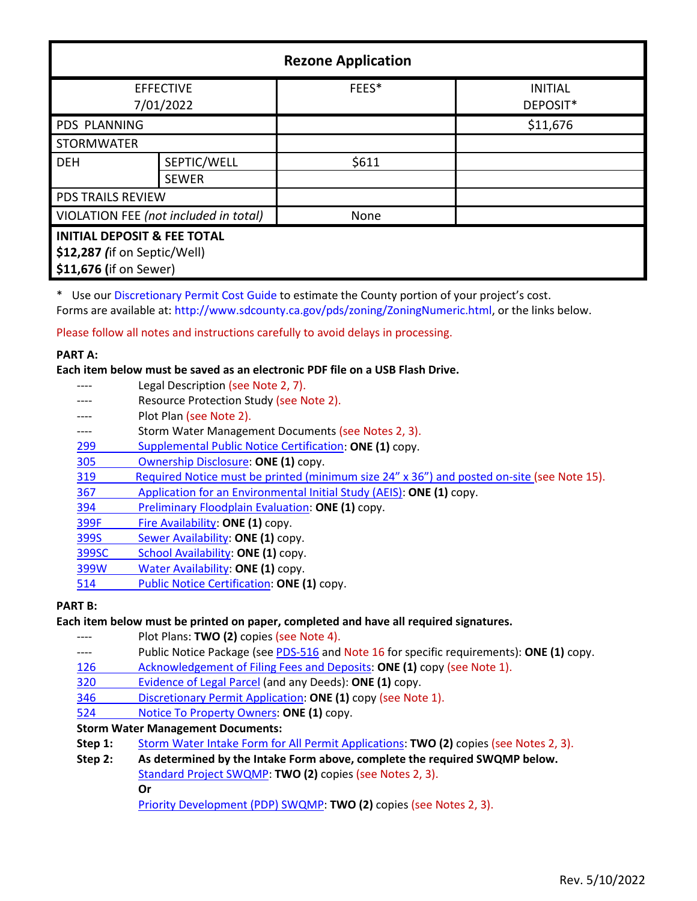| Rezone Application | | | |
|---|---|---|---|
| EFFECTIVE 7/01/2022 | | FEES* | INITIAL DEPOSIT* |
| PDS PLANNING | | | $11,676 |
| STORMWATER | | | |
| DEH | SEPTIC/WELL | $611 | |
| | SEWER | | |
| PDS TRAILS REVIEW | | | |
| VIOLATION FEE *(not included in total)* | | None | |
| **INITIAL DEPOSIT & FEE TOTAL** **$12,287** *(*if on Septic/Well) **$11,676** (if on Sewer) | | | |

\* Use our Discretionary Permit Cost Guide to estimate the County portion of your project's cost.
Forms are available at: http://www.sdcounty.ca.gov/pds/zoning/ZoningNumeric.html, or the links below.

Please follow all notes and instructions carefully to avoid delays in processing.

**PART A:**
**Each item below must be saved as an electronic PDF file on a USB Flash Drive.**

| | |
|---|---|
| ---- | Legal Description (see Note 2, 7). |
| ---- | Resource Protection Study (see Note 2). |
| ---- | Plot Plan (see Note 2). |
| ---- | Storm Water Management Documents (see Notes 2, 3). |
| 299 | Supplemental Public Notice Certification: **ONE (1)** copy. |
| 305 | Ownership Disclosure: **ONE (1)** copy. |
| 319 | Required Notice must be printed (minimum size 24" x 36") and posted on-site (see Note 15). |
| 367 | Application for an Environmental Initial Study (AEIS): **ONE (1)** copy. |
| 394 | Preliminary Floodplain Evaluation: **ONE (1)** copy. |
| 399F | Fire Availability: **ONE (1)** copy. |
| 399S | Sewer Availability: **ONE (1)** copy. |
| 399SC | School Availability: **ONE (1)** copy. |
| 399W | Water Availability: **ONE (1)** copy. |
| 514 | Public Notice Certification: **ONE (1)** copy. |

**PART B:**
**Each item below must be printed on paper, completed and have all required signatures.**

| | |
|---|---|
| ---- | Plot Plans: **TWO (2)** copies (see Note 4). |
| ---- | Public Notice Package (see PDS-516 and Note 16 for specific requirements): **ONE (1)** copy. |
| 126 | Acknowledgement of Filing Fees and Deposits: **ONE (1)** copy (see Note 1). |
| 320 | Evidence of Legal Parcel (and any Deeds): **ONE (1)** copy. |
| 346 | Discretionary Permit Application: **ONE (1)** copy (see Note 1). |
| 524 | Notice To Property Owners: **ONE (1)** copy. |

**Storm Water Management Documents:**

**Step 1:** Storm Water Intake Form for All Permit Applications: **TWO (2)** copies (see Notes 2, 3).

**Step 2:** **As determined by the Intake Form above, complete the required SWQMP below.**
Standard Project SWQMP: **TWO (2)** copies (see Notes 2, 3).
**Or**
Priority Development (PDP) SWQMP: **TWO (2)** copies (see Notes 2, 3).

Rev. 5/10/2022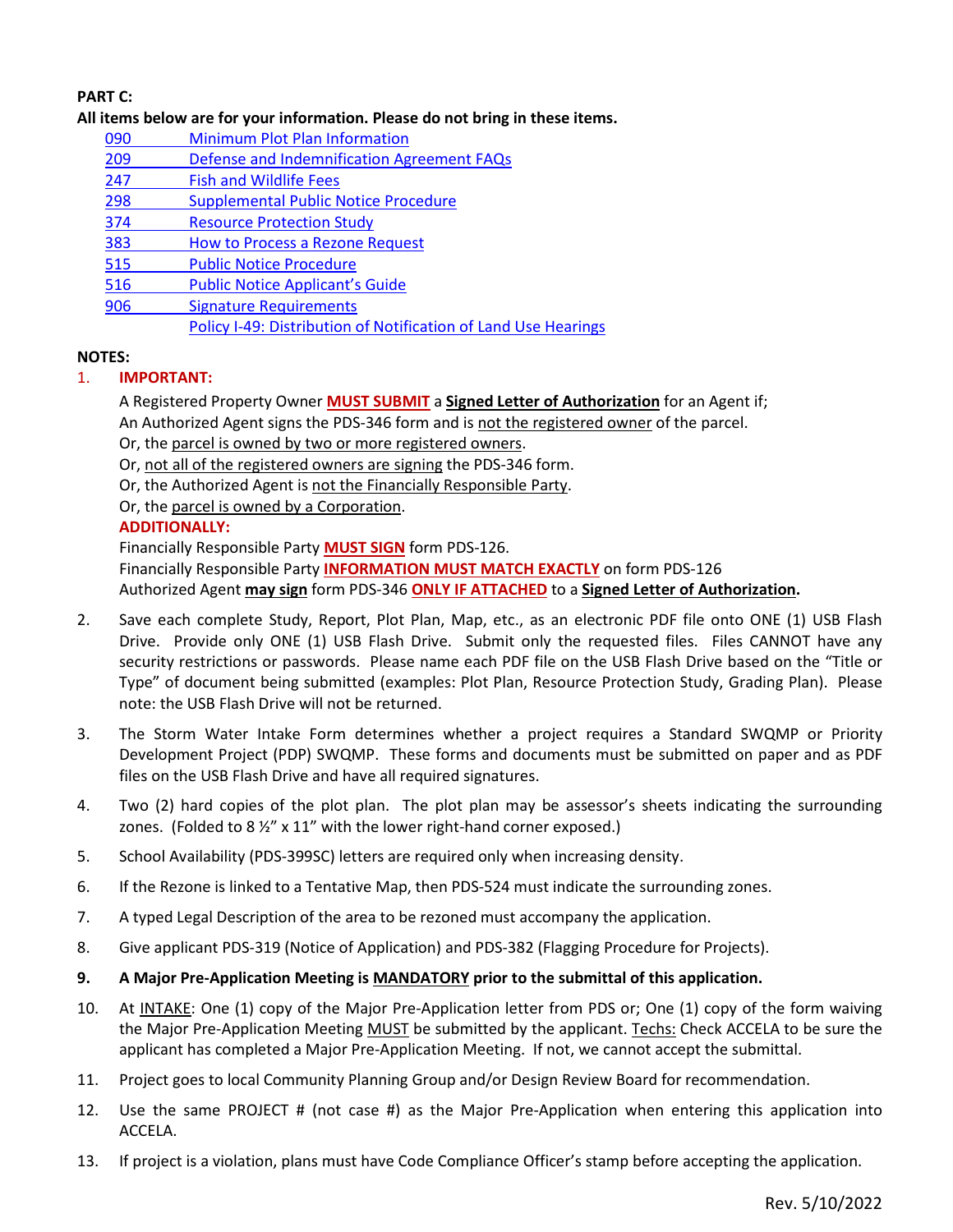**PART C:**

**All items below are for your information. Please do not bring in these items.**

- 090 Minimum Plot Plan Information
- 209 Defense and Indemnification Agreement FAQs
- 247 Fish and Wildlife Fees
- 298 Supplemental Public Notice Procedure
- 374 Resource Protection Study
- 383 How to Process a Rezone Request
- 515 Public Notice Procedure
- 516 Public Notice Applicant's Guide
- 906 Signature Requirements
- Policy I-49: Distribution of Notification of Land Use Hearings

**NOTES:**

1. **IMPORTANT:**

   A Registered Property Owner **MUST SUBMIT** a **Signed Letter of Authorization** for an Agent if;
   An Authorized Agent signs the PDS-346 form and is not the registered owner of the parcel.
   Or, the parcel is owned by two or more registered owners.
   Or, not all of the registered owners are signing the PDS-346 form.
   Or, the Authorized Agent is not the Financially Responsible Party.
   Or, the parcel is owned by a Corporation.

   **ADDITIONALLY:**

   Financially Responsible Party **MUST SIGN** form PDS-126.
   Financially Responsible Party **INFORMATION MUST MATCH EXACTLY** on form PDS-126
   Authorized Agent **may sign** form PDS-346 **ONLY IF ATTACHED** to a **Signed Letter of Authorization.**

2. Save each complete Study, Report, Plot Plan, Map, etc., as an electronic PDF file onto ONE (1) USB Flash Drive. Provide only ONE (1) USB Flash Drive. Submit only the requested files. Files CANNOT have any security restrictions or passwords. Please name each PDF file on the USB Flash Drive based on the "Title or Type" of document being submitted (examples: Plot Plan, Resource Protection Study, Grading Plan). Please note: the USB Flash Drive will not be returned.

3. The Storm Water Intake Form determines whether a project requires a Standard SWQMP or Priority Development Project (PDP) SWQMP. These forms and documents must be submitted on paper and as PDF files on the USB Flash Drive and have all required signatures.

4. Two (2) hard copies of the plot plan. The plot plan may be assessor's sheets indicating the surrounding zones. (Folded to 8 ½" x 11" with the lower right-hand corner exposed.)

5. School Availability (PDS-399SC) letters are required only when increasing density.

6. If the Rezone is linked to a Tentative Map, then PDS-524 must indicate the surrounding zones.

7. A typed Legal Description of the area to be rezoned must accompany the application.

8. Give applicant PDS-319 (Notice of Application) and PDS-382 (Flagging Procedure for Projects).

9. **A Major Pre-Application Meeting is MANDATORY prior to the submittal of this application.**

10. At INTAKE: One (1) copy of the Major Pre-Application letter from PDS or; One (1) copy of the form waiving the Major Pre-Application Meeting MUST be submitted by the applicant. Techs: Check ACCELA to be sure the applicant has completed a Major Pre-Application Meeting. If not, we cannot accept the submittal.

11. Project goes to local Community Planning Group and/or Design Review Board for recommendation.

12. Use the same PROJECT # (not case #) as the Major Pre-Application when entering this application into ACCELA.

13. If project is a violation, plans must have Code Compliance Officer's stamp before accepting the application.

Rev. 5/10/2022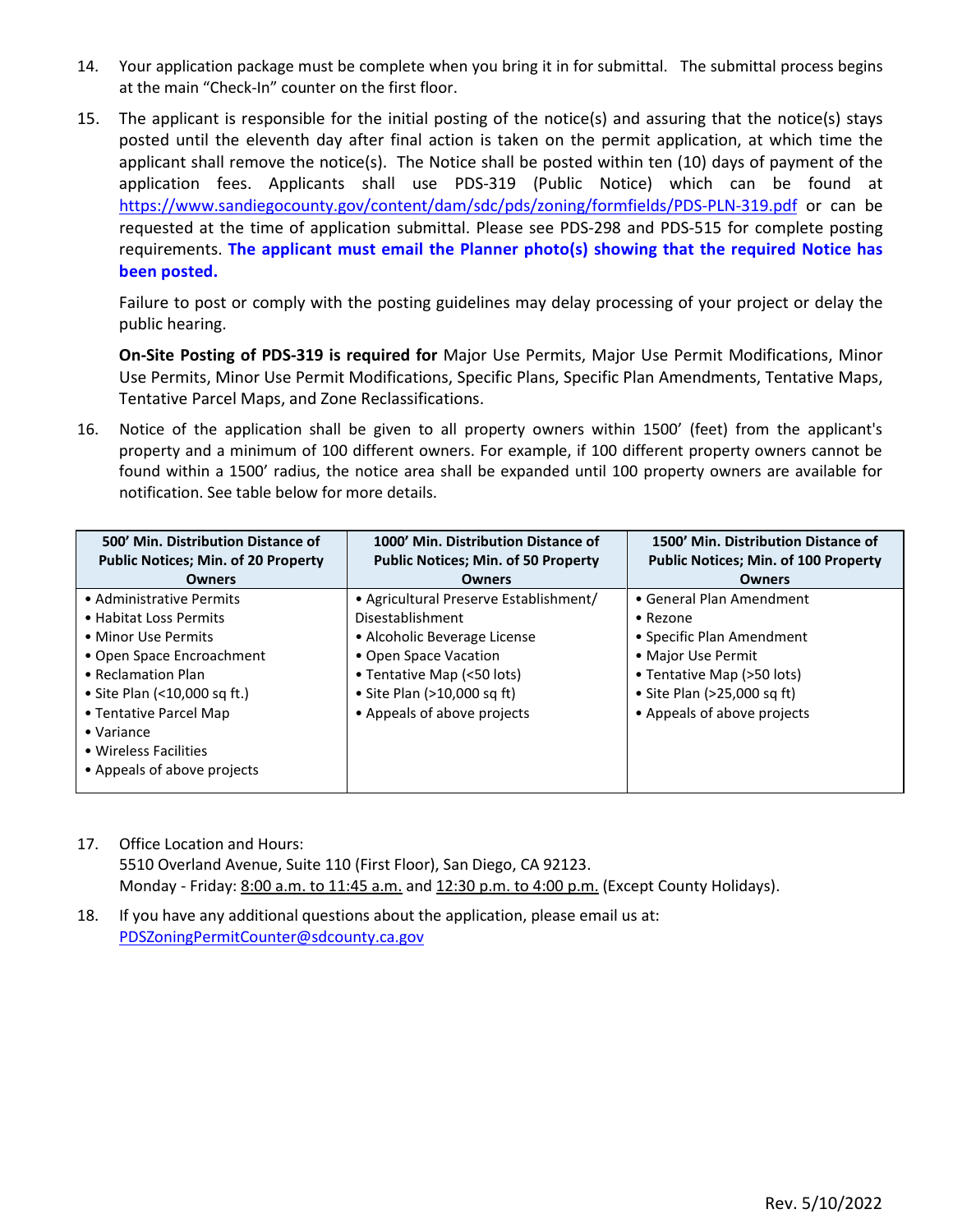14. Your application package must be complete when you bring it in for submittal. The submittal process begins at the main "Check-In" counter on the first floor.

15. The applicant is responsible for the initial posting of the notice(s) and assuring that the notice(s) stays posted until the eleventh day after final action is taken on the permit application, at which time the applicant shall remove the notice(s). The Notice shall be posted within ten (10) days of payment of the application fees. Applicants shall use PDS-319 (Public Notice) which can be found at https://www.sandiegocounty.gov/content/dam/sdc/pds/zoning/formfields/PDS-PLN-319.pdf or can be requested at the time of application submittal. Please see PDS-298 and PDS-515 for complete posting requirements. **The applicant must email the Planner photo(s) showing that the required Notice has been posted.**

    Failure to post or comply with the posting guidelines may delay processing of your project or delay the public hearing.

    **On-Site Posting of PDS-319 is required for** Major Use Permits, Major Use Permit Modifications, Minor Use Permits, Minor Use Permit Modifications, Specific Plans, Specific Plan Amendments, Tentative Maps, Tentative Parcel Maps, and Zone Reclassifications.

16. Notice of the application shall be given to all property owners within 1500' (feet) from the applicant's property and a minimum of 100 different owners. For example, if 100 different property owners cannot be found within a 1500' radius, the notice area shall be expanded until 100 property owners are available for notification. See table below for more details.

| 500' Min. Distribution Distance of Public Notices; Min. of 20 Property Owners | 1000' Min. Distribution Distance of Public Notices; Min. of 50 Property Owners | 1500' Min. Distribution Distance of Public Notices; Min. of 100 Property Owners |
|---|---|---|
| • Administrative Permits<br>• Habitat Loss Permits<br>• Minor Use Permits<br>• Open Space Encroachment<br>• Reclamation Plan<br>• Site Plan (<10,000 sq ft.)<br>• Tentative Parcel Map<br>• Variance<br>• Wireless Facilities<br>• Appeals of above projects | • Agricultural Preserve Establishment/ Disestablishment<br>• Alcoholic Beverage License<br>• Open Space Vacation<br>• Tentative Map (<50 lots)<br>• Site Plan (>10,000 sq ft)<br>• Appeals of above projects | • General Plan Amendment<br>• Rezone<br>• Specific Plan Amendment<br>• Major Use Permit<br>• Tentative Map (>50 lots)<br>• Site Plan (>25,000 sq ft)<br>• Appeals of above projects |

17. Office Location and Hours:
    5510 Overland Avenue, Suite 110 (First Floor), San Diego, CA 92123.
    Monday - Friday: 8:00 a.m. to 11:45 a.m. and 12:30 p.m. to 4:00 p.m. (Except County Holidays).

18. If you have any additional questions about the application, please email us at: PDSZoningPermitCounter@sdcounty.ca.gov

Rev. 5/10/2022